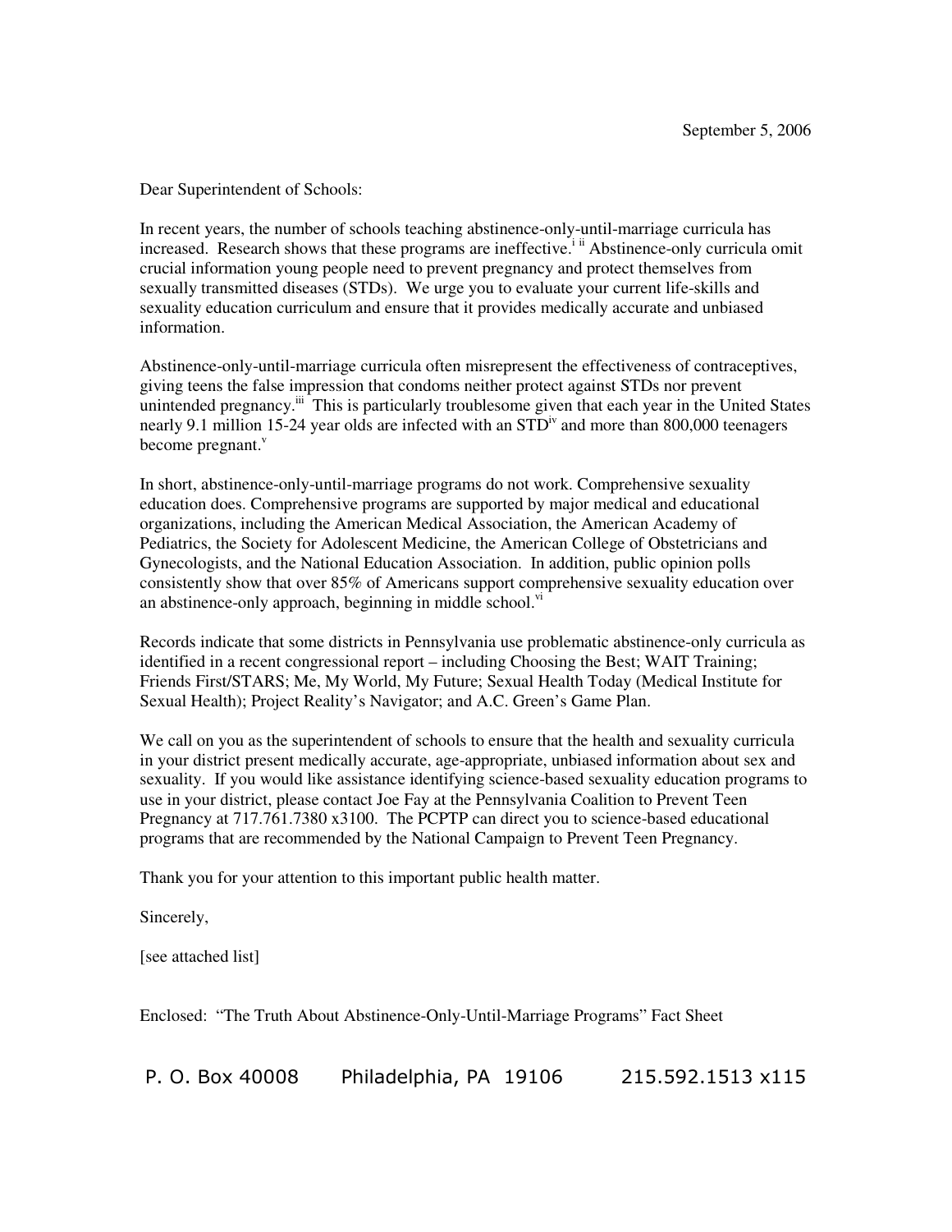September 5, 2006

Dear Superintendent of Schools:

In recent years, the number of schools teaching abstinence-only-until-marriage curricula has increased. Research shows that these programs are ineffective.[i ii] Abstinence-only curricula omit crucial information young people need to prevent pregnancy and protect themselves from sexually transmitted diseases (STDs). We urge you to evaluate your current life-skills and sexuality education curriculum and ensure that it provides medically accurate and unbiased information.

Abstinence-only-until-marriage curricula often misrepresent the effectiveness of contraceptives, giving teens the false impression that condoms neither protect against STDs nor prevent unintended pregnancy.[iii] This is particularly troublesome given that each year in the United States nearly 9.1 million 15-24 year olds are infected with an STD[iv] and more than 800,000 teenagers become pregnant.[v]

In short, abstinence-only-until-marriage programs do not work. Comprehensive sexuality education does. Comprehensive programs are supported by major medical and educational organizations, including the American Medical Association, the American Academy of Pediatrics, the Society for Adolescent Medicine, the American College of Obstetricians and Gynecologists, and the National Education Association. In addition, public opinion polls consistently show that over 85% of Americans support comprehensive sexuality education over an abstinence-only approach, beginning in middle school.[vi]

Records indicate that some districts in Pennsylvania use problematic abstinence-only curricula as identified in a recent congressional report – including Choosing the Best; WAIT Training; Friends First/STARS; Me, My World, My Future; Sexual Health Today (Medical Institute for Sexual Health); Project Reality's Navigator; and A.C. Green's Game Plan.

We call on you as the superintendent of schools to ensure that the health and sexuality curricula in your district present medically accurate, age-appropriate, unbiased information about sex and sexuality. If you would like assistance identifying science-based sexuality education programs to use in your district, please contact Joe Fay at the Pennsylvania Coalition to Prevent Teen Pregnancy at 717.761.7380 x3100. The PCPTP can direct you to science-based educational programs that are recommended by the National Campaign to Prevent Teen Pregnancy.

Thank you for your attention to this important public health matter.

Sincerely,

[see attached list]

Enclosed: "The Truth About Abstinence-Only-Until-Marriage Programs" Fact Sheet

P. O. Box 40008 Philadelphia, PA 19106 215.592.1513 x115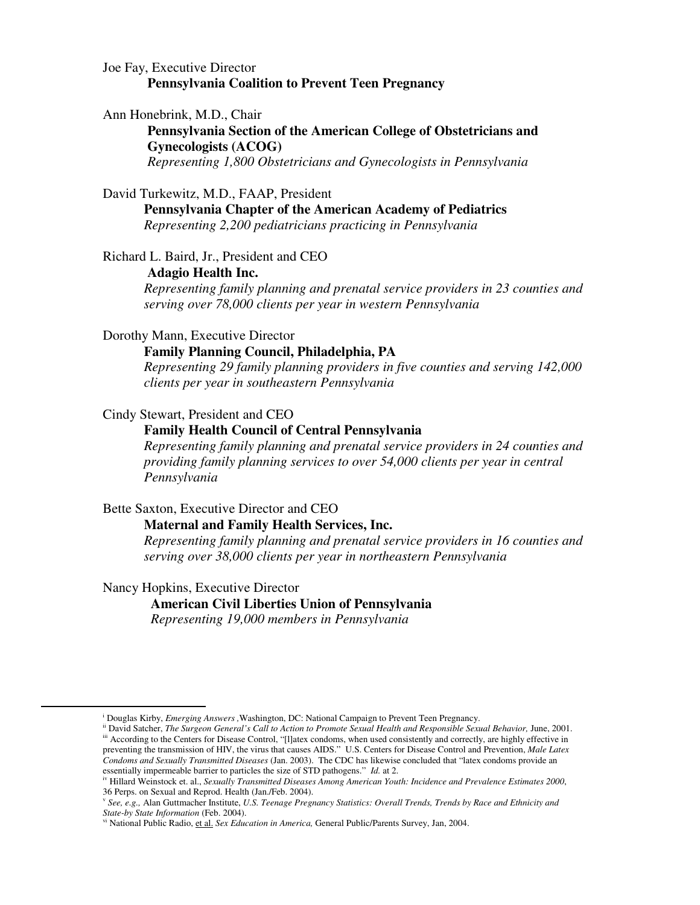Joe Fay, Executive Director
**Pennsylvania Coalition to Prevent Teen Pregnancy**

Ann Honebrink, M.D., Chair
**Pennsylvania Section of the American College of Obstetricians and Gynecologists (ACOG)**
*Representing 1,800 Obstetricians and Gynecologists in Pennsylvania*

David Turkewitz, M.D., FAAP, President
**Pennsylvania Chapter of the American Academy of Pediatrics**
*Representing 2,200 pediatricians practicing in Pennsylvania*

Richard L. Baird, Jr., President and CEO
**Adagio Health Inc.**
*Representing family planning and prenatal service providers in 23 counties and serving over 78,000 clients per year in western Pennsylvania*

Dorothy Mann, Executive Director
**Family Planning Council, Philadelphia, PA**
*Representing 29 family planning providers in five counties and serving 142,000 clients per year in southeastern Pennsylvania*

Cindy Stewart, President and CEO
**Family Health Council of Central Pennsylvania**
*Representing family planning and prenatal service providers in 24 counties and providing family planning services to over 54,000 clients per year in central Pennsylvania*

Bette Saxton, Executive Director and CEO
**Maternal and Family Health Services, Inc.**
*Representing family planning and prenatal service providers in 16 counties and serving over 38,000 clients per year in northeastern Pennsylvania*

Nancy Hopkins, Executive Director
**American Civil Liberties Union of Pennsylvania**
*Representing 19,000 members in Pennsylvania*

---

[i] Douglas Kirby, *Emerging Answers* ,Washington, DC: National Campaign to Prevent Teen Pregnancy.

[ii] David Satcher, *The Surgeon General's Call to Action to Promote Sexual Health and Responsible Sexual Behavior,* June, 2001.

[iii] According to the Centers for Disease Control, "[l]atex condoms, when used consistently and correctly, are highly effective in preventing the transmission of HIV, the virus that causes AIDS." U.S. Centers for Disease Control and Prevention, *Male Latex Condoms and Sexually Transmitted Diseases* (Jan. 2003). The CDC has likewise concluded that "latex condoms provide an essentially impermeable barrier to particles the size of STD pathogens." *Id.* at 2.

[iv] Hillard Weinstock et. al., *Sexually Transmitted Diseases Among American Youth: Incidence and Prevalence Estimates 2000*, 36 Perps. on Sexual and Reprod. Health (Jan./Feb. 2004).

[v] *See, e.g.,* Alan Guttmacher Institute, *U.S. Teenage Pregnancy Statistics: Overall Trends, Trends by Race and Ethnicity and State-by State Information* (Feb. 2004).

[vi] National Public Radio, et al. *Sex Education in America,* General Public/Parents Survey, Jan, 2004.